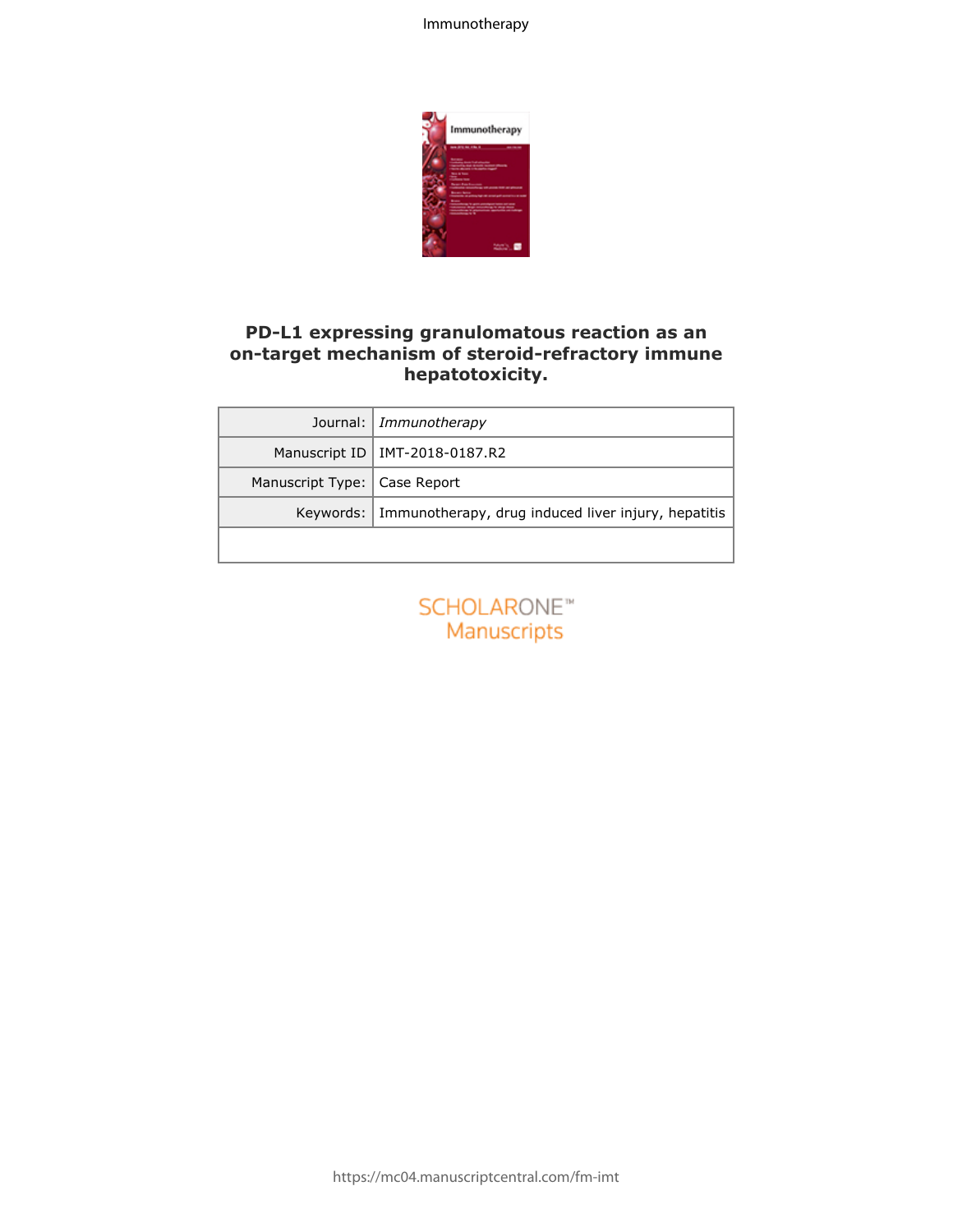# PD-L1 expressing granulomatous reaction as an on-target mechanism of steroid-refractory immune hepatotoxicity.

| Journal: | *Immunotherapy* |
|---|---|
| Manuscript ID | IMT-2018-0187.R2 |
| Manuscript Type: | Case Report |
| Keywords: | Immunotherapy, drug induced liver injury, hepatitis |

SCHOLARONE™ Manuscripts

https://mc04.manuscriptcentral.com/fm-imt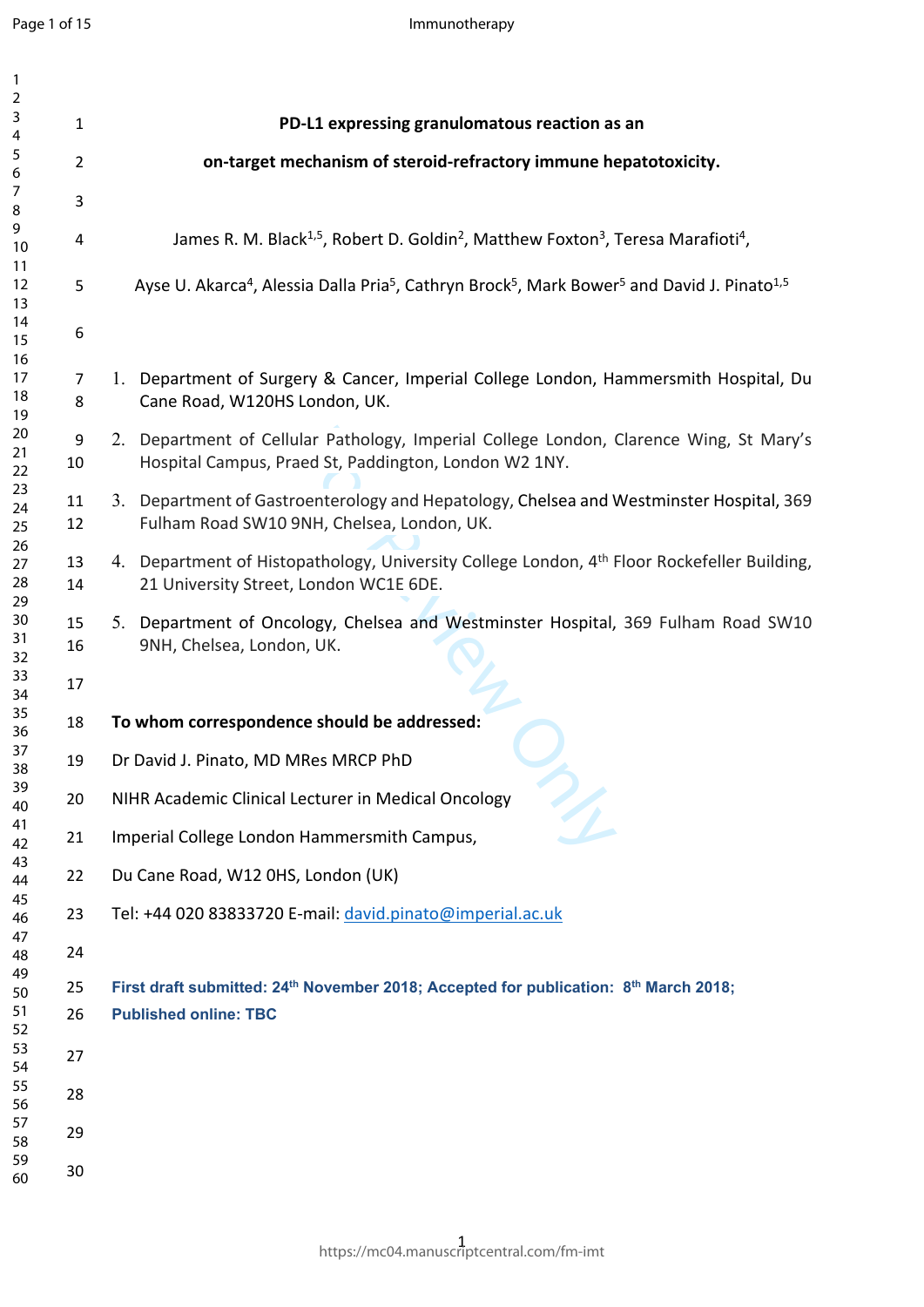# PD-L1 expressing granulomatous reaction as an on-target mechanism of steroid-refractory immune hepatotoxicity.

James R. M. Black[1,5], Robert D. Goldin[2], Matthew Foxton[3], Teresa Marafioti[4], Ayse U. Akarca[4], Alessia Dalla Pria[5], Cathryn Brock[5], Mark Bower[5] and David J. Pinato[1,5]

1. Department of Surgery & Cancer, Imperial College London, Hammersmith Hospital, Du Cane Road, W120HS London, UK.
2. Department of Cellular Pathology, Imperial College London, Clarence Wing, St Mary's Hospital Campus, Praed St, Paddington, London W2 1NY.
3. Department of Gastroenterology and Hepatology, Chelsea and Westminster Hospital, 369 Fulham Road SW10 9NH, Chelsea, London, UK.
4. Department of Histopathology, University College London, 4th Floor Rockefeller Building, 21 University Street, London WC1E 6DE.
5. Department of Oncology, Chelsea and Westminster Hospital, 369 Fulham Road SW10 9NH, Chelsea, London, UK.

**To whom correspondence should be addressed:**

Dr David J. Pinato, MD MRes MRCP PhD

NIHR Academic Clinical Lecturer in Medical Oncology

Imperial College London Hammersmith Campus,

Du Cane Road, W12 0HS, London (UK)

Tel: +44 020 83833720 E-mail: david.pinato@imperial.ac.uk

**First draft submitted: 24th November 2018; Accepted for publication: 8th March 2018; Published online: TBC**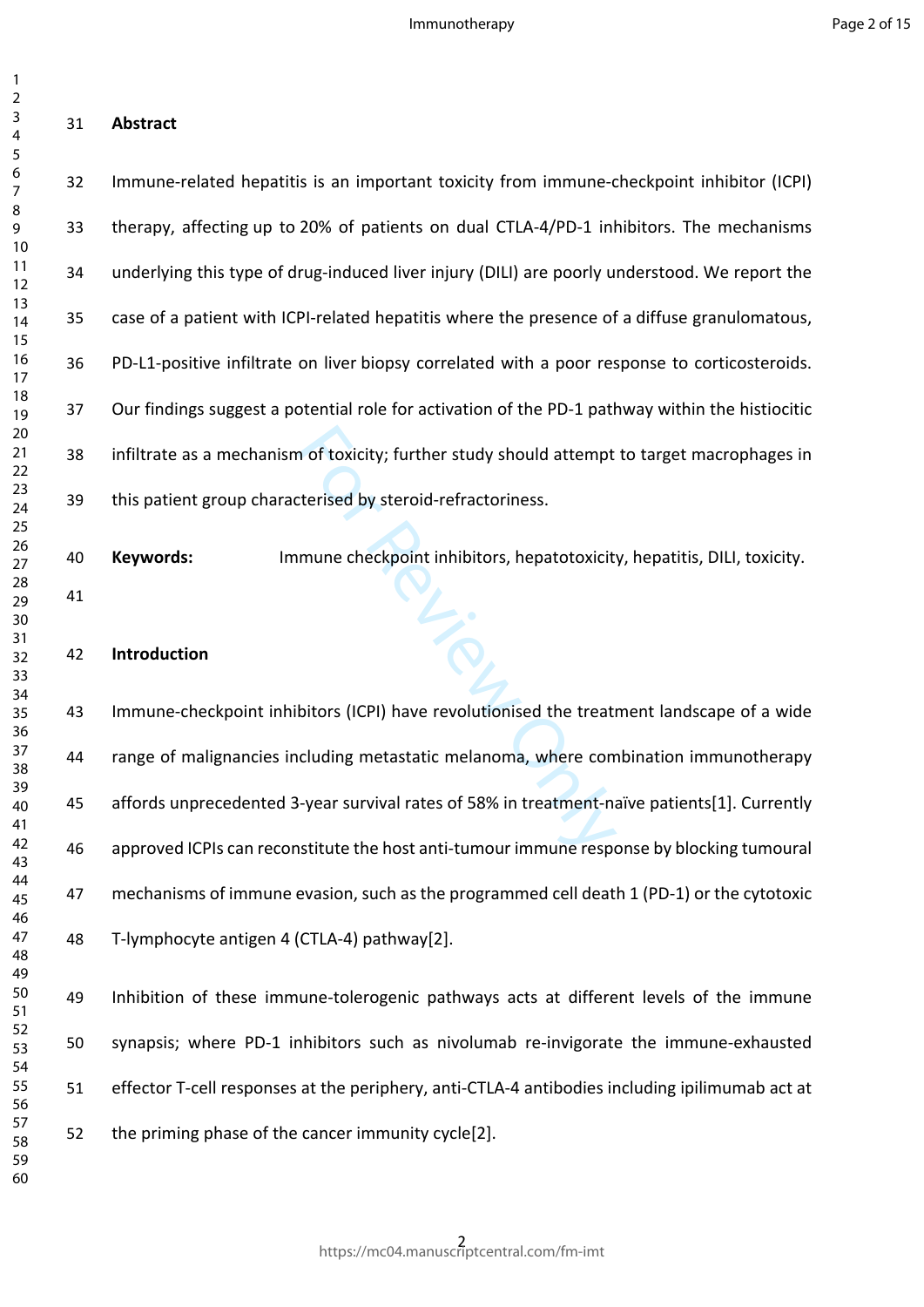## Abstract

Immune-related hepatitis is an important toxicity from immune-checkpoint inhibitor (ICPI) therapy, affecting up to 20% of patients on dual CTLA-4/PD-1 inhibitors. The mechanisms underlying this type of drug-induced liver injury (DILI) are poorly understood. We report the case of a patient with ICPI-related hepatitis where the presence of a diffuse granulomatous, PD-L1-positive infiltrate on liver biopsy correlated with a poor response to corticosteroids. Our findings suggest a potential role for activation of the PD-1 pathway within the histiocitic infiltrate as a mechanism of toxicity; further study should attempt to target macrophages in this patient group characterised by steroid-refractoriness.

**Keywords:** Immune checkpoint inhibitors, hepatotoxicity, hepatitis, DILI, toxicity.

## Introduction

Immune-checkpoint inhibitors (ICPI) have revolutionised the treatment landscape of a wide range of malignancies including metastatic melanoma, where combination immunotherapy affords unprecedented 3-year survival rates of 58% in treatment-naïve patients[1]. Currently approved ICPIs can reconstitute the host anti-tumour immune response by blocking tumoural mechanisms of immune evasion, such as the programmed cell death 1 (PD-1) or the cytotoxic T-lymphocyte antigen 4 (CTLA-4) pathway[2].

Inhibition of these immune-tolerogenic pathways acts at different levels of the immune synapsis; where PD-1 inhibitors such as nivolumab re-invigorate the immune-exhausted effector T-cell responses at the periphery, anti-CTLA-4 antibodies including ipilimumab act at the priming phase of the cancer immunity cycle[2].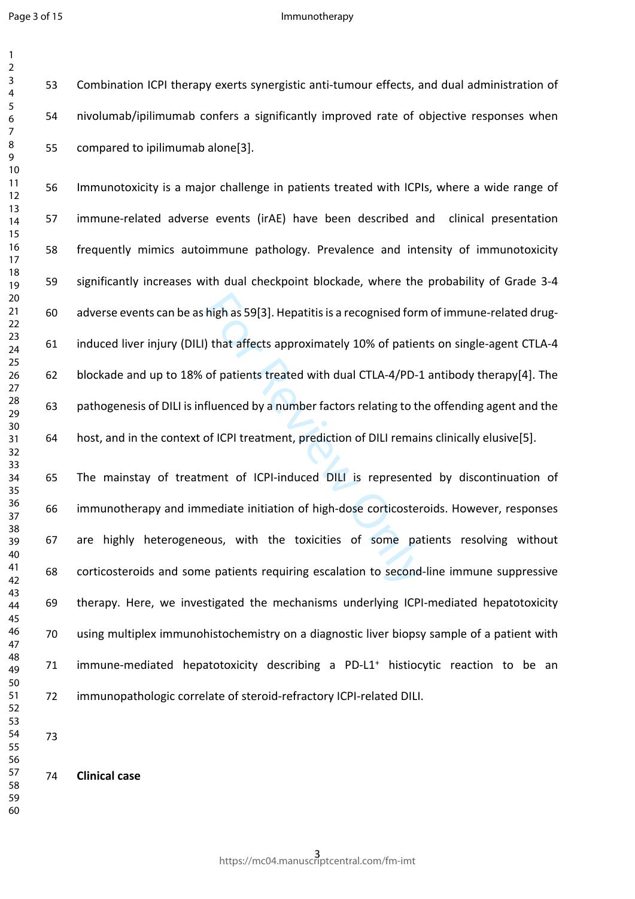Combination ICPI therapy exerts synergistic anti-tumour effects, and dual administration of nivolumab/ipilimumab confers a significantly improved rate of objective responses when compared to ipilimumab alone[3].

Immunotoxicity is a major challenge in patients treated with ICPIs, where a wide range of immune-related adverse events (irAE) have been described and clinical presentation frequently mimics autoimmune pathology. Prevalence and intensity of immunotoxicity significantly increases with dual checkpoint blockade, where the probability of Grade 3-4 adverse events can be as high as 59[3]. Hepatitis is a recognised form of immune-related drug-induced liver injury (DILI) that affects approximately 10% of patients on single-agent CTLA-4 blockade and up to 18% of patients treated with dual CTLA-4/PD-1 antibody therapy[4]. The pathogenesis of DILI is influenced by a number factors relating to the offending agent and the host, and in the context of ICPI treatment, prediction of DILI remains clinically elusive[5].

The mainstay of treatment of ICPI-induced DILI is represented by discontinuation of immunotherapy and immediate initiation of high-dose corticosteroids. However, responses are highly heterogeneous, with the toxicities of some patients resolving without corticosteroids and some patients requiring escalation to second-line immune suppressive therapy. Here, we investigated the mechanisms underlying ICPI-mediated hepatotoxicity using multiplex immunohistochemistry on a diagnostic liver biopsy sample of a patient with immune-mediated hepatotoxicity describing a PD-L1$^{+}$ histiocytic reaction to be an immunopathologic correlate of steroid-refractory ICPI-related DILI.

**Clinical case**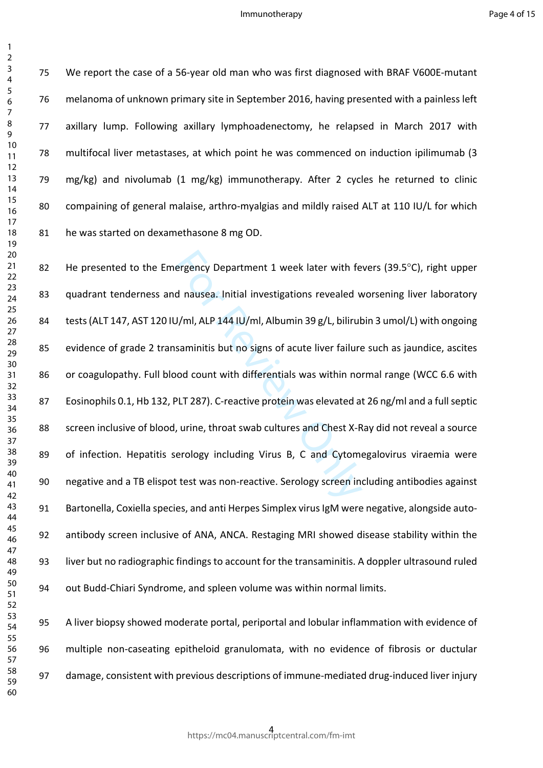We report the case of a 56-year old man who was first diagnosed with BRAF V600E-mutant melanoma of unknown primary site in September 2016, having presented with a painless left axillary lump. Following axillary lymphoadenectomy, he relapsed in March 2017 with multifocal liver metastases, at which point he was commenced on induction ipilimumab (3 mg/kg) and nivolumab (1 mg/kg) immunotherapy. After 2 cycles he returned to clinic compaining of general malaise, arthro-myalgias and mildly raised ALT at 110 IU/L for which he was started on dexamethasone 8 mg OD.

He presented to the Emergency Department 1 week later with fevers (39.5°C), right upper quadrant tenderness and nausea. Initial investigations revealed worsening liver laboratory tests (ALT 147, AST 120 IU/ml, ALP 144 IU/ml, Albumin 39 g/L, bilirubin 3 umol/L) with ongoing evidence of grade 2 transaminitis but no signs of acute liver failure such as jaundice, ascites or coagulopathy. Full blood count with differentials was within normal range (WCC 6.6 with Eosinophils 0.1, Hb 132, PLT 287). C-reactive protein was elevated at 26 ng/ml and a full septic screen inclusive of blood, urine, throat swab cultures and Chest X-Ray did not reveal a source of infection. Hepatitis serology including Virus B, C and Cytomegalovirus viraemia were negative and a TB elispot test was non-reactive. Serology screen including antibodies against Bartonella, Coxiella species, and anti Herpes Simplex virus IgM were negative, alongside auto-antibody screen inclusive of ANA, ANCA. Restaging MRI showed disease stability within the liver but no radiographic findings to account for the transaminitis. A doppler ultrasound ruled out Budd-Chiari Syndrome, and spleen volume was within normal limits.

A liver biopsy showed moderate portal, periportal and lobular inflammation with evidence of multiple non-caseating epitheloid granulomata, with no evidence of fibrosis or ductular damage, consistent with previous descriptions of immune-mediated drug-induced liver injury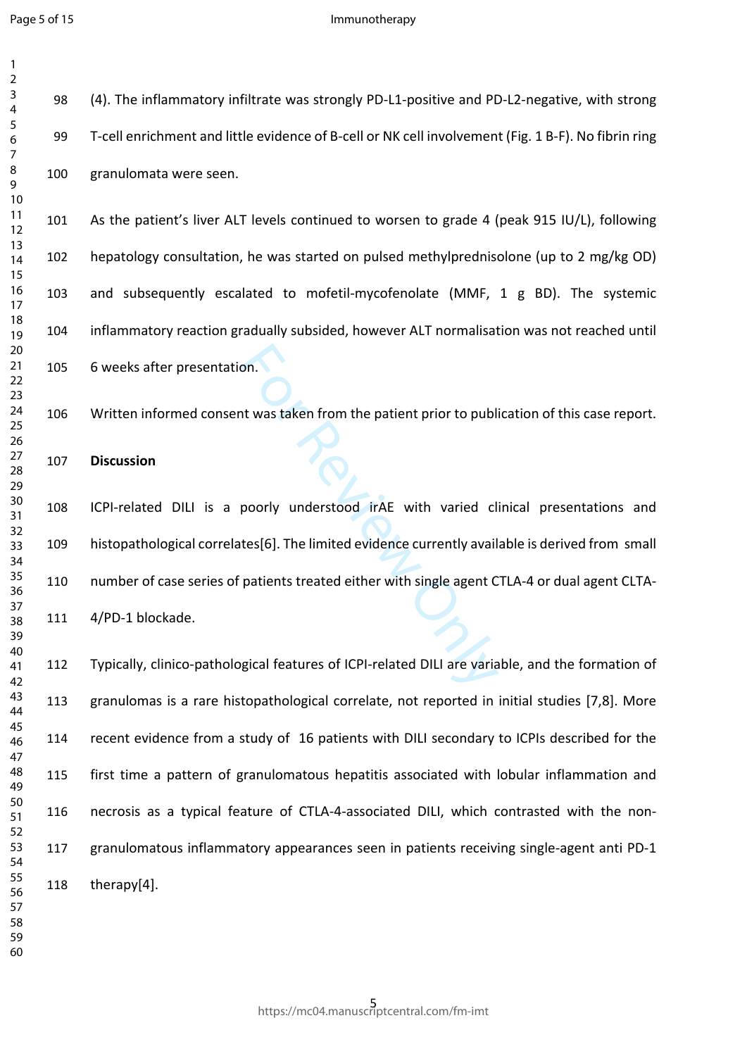(4). The inflammatory infiltrate was strongly PD-L1-positive and PD-L2-negative, with strong T-cell enrichment and little evidence of B-cell or NK cell involvement (Fig. 1 B-F). No fibrin ring granulomata were seen.

As the patient's liver ALT levels continued to worsen to grade 4 (peak 915 IU/L), following hepatology consultation, he was started on pulsed methylprednisolone (up to 2 mg/kg OD) and subsequently escalated to mofetil-mycofenolate (MMF, 1 g BD). The systemic inflammatory reaction gradually subsided, however ALT normalisation was not reached until 6 weeks after presentation.

Written informed consent was taken from the patient prior to publication of this case report.

**Discussion**

ICPI-related DILI is a poorly understood irAE with varied clinical presentations and histopathological correlates[6]. The limited evidence currently available is derived from small number of case series of patients treated either with single agent CTLA-4 or dual agent CLTA-4/PD-1 blockade.

Typically, clinico-pathological features of ICPI-related DILI are variable, and the formation of granulomas is a rare histopathological correlate, not reported in initial studies [7,8]. More recent evidence from a study of 16 patients with DILI secondary to ICPIs described for the first time a pattern of granulomatous hepatitis associated with lobular inflammation and necrosis as a typical feature of CTLA-4-associated DILI, which contrasted with the non-granulomatous inflammatory appearances seen in patients receiving single-agent anti PD-1 therapy[4].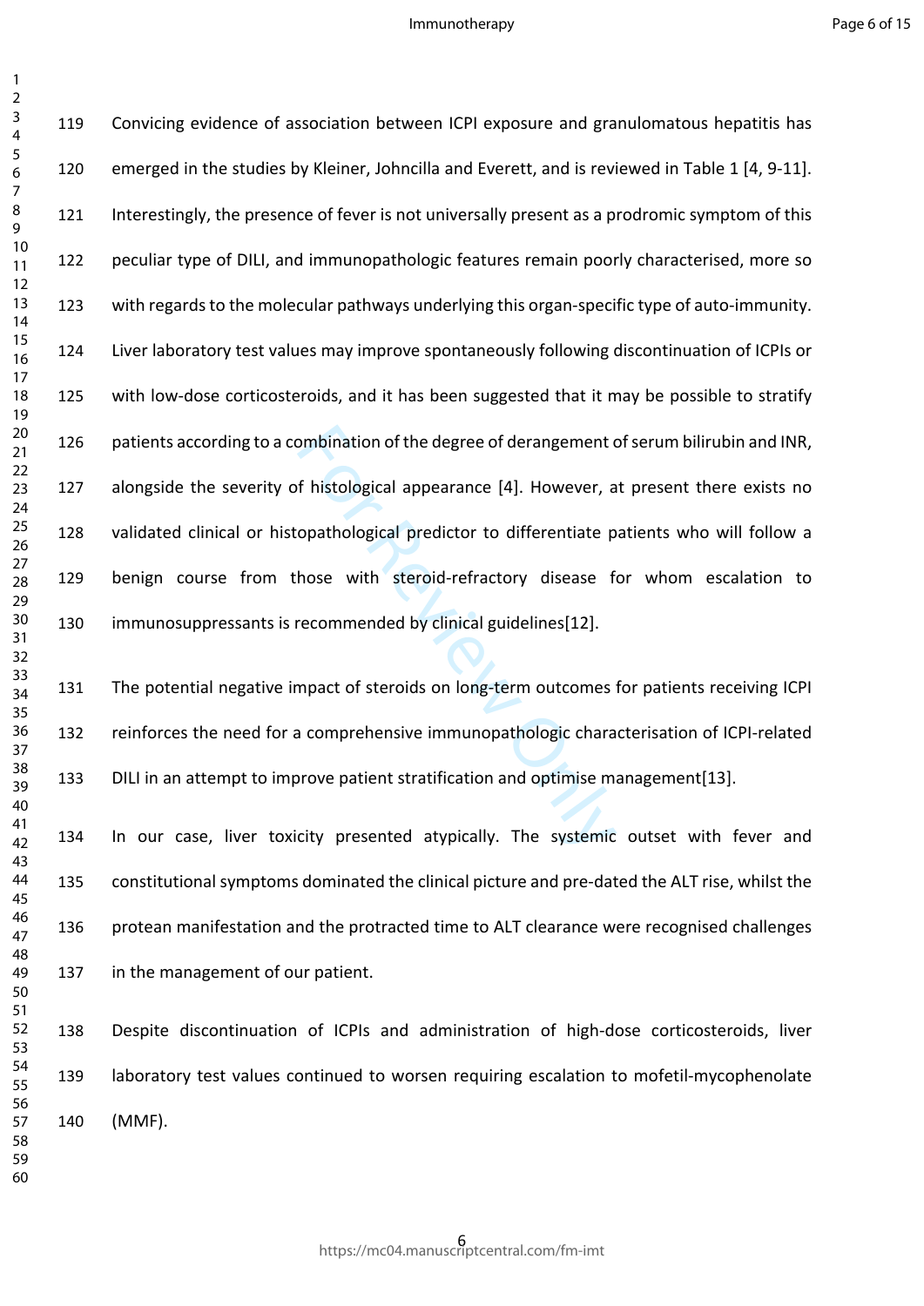Convicing evidence of association between ICPI exposure and granulomatous hepatitis has emerged in the studies by Kleiner, Johncilla and Everett, and is reviewed in Table 1 [4, 9-11]. Interestingly, the presence of fever is not universally present as a prodromic symptom of this peculiar type of DILI, and immunopathologic features remain poorly characterised, more so with regards to the molecular pathways underlying this organ-specific type of auto-immunity. Liver laboratory test values may improve spontaneously following discontinuation of ICPIs or with low-dose corticosteroids, and it has been suggested that it may be possible to stratify patients according to a combination of the degree of derangement of serum bilirubin and INR, alongside the severity of histological appearance [4]. However, at present there exists no validated clinical or histopathological predictor to differentiate patients who will follow a benign course from those with steroid-refractory disease for whom escalation to immunosuppressants is recommended by clinical guidelines[12].

The potential negative impact of steroids on long-term outcomes for patients receiving ICPI reinforces the need for a comprehensive immunopathologic characterisation of ICPI-related DILI in an attempt to improve patient stratification and optimise management[13].

In our case, liver toxicity presented atypically. The systemic outset with fever and constitutional symptoms dominated the clinical picture and pre-dated the ALT rise, whilst the protean manifestation and the protracted time to ALT clearance were recognised challenges in the management of our patient.

Despite discontinuation of ICPIs and administration of high-dose corticosteroids, liver laboratory test values continued to worsen requiring escalation to mofetil-mycophenolate (MMF).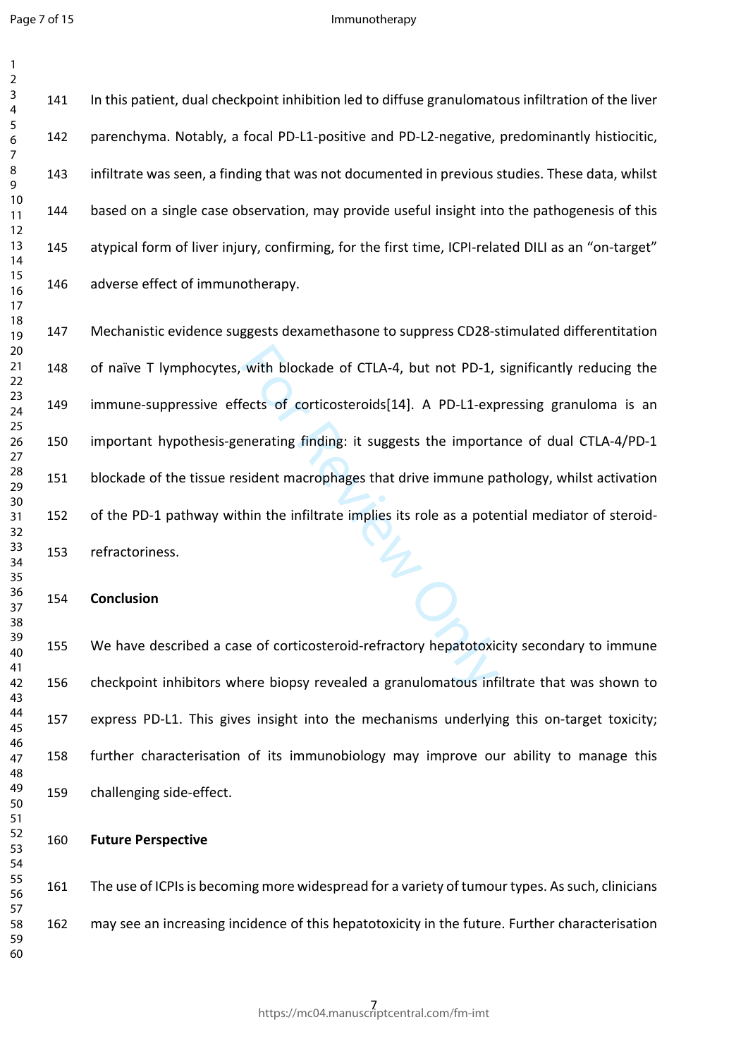In this patient, dual checkpoint inhibition led to diffuse granulomatous infiltration of the liver parenchyma. Notably, a focal PD-L1-positive and PD-L2-negative, predominantly histiocitic, infiltrate was seen, a finding that was not documented in previous studies. These data, whilst based on a single case observation, may provide useful insight into the pathogenesis of this atypical form of liver injury, confirming, for the first time, ICPI-related DILI as an "on-target" adverse effect of immunotherapy.

Mechanistic evidence suggests dexamethasone to suppress CD28-stimulated differentitation of naïve T lymphocytes, with blockade of CTLA-4, but not PD-1, significantly reducing the immune-suppressive effects of corticosteroids[14]. A PD-L1-expressing granuloma is an important hypothesis-generating finding: it suggests the importance of dual CTLA-4/PD-1 blockade of the tissue resident macrophages that drive immune pathology, whilst activation of the PD-1 pathway within the infiltrate implies its role as a potential mediator of steroid-refractoriness.

## Conclusion

We have described a case of corticosteroid-refractory hepatotoxicity secondary to immune checkpoint inhibitors where biopsy revealed a granulomatous infiltrate that was shown to express PD-L1. This gives insight into the mechanisms underlying this on-target toxicity; further characterisation of its immunobiology may improve our ability to manage this challenging side-effect.

## Future Perspective

The use of ICPIs is becoming more widespread for a variety of tumour types. As such, clinicians may see an increasing incidence of this hepatotoxicity in the future. Further characterisation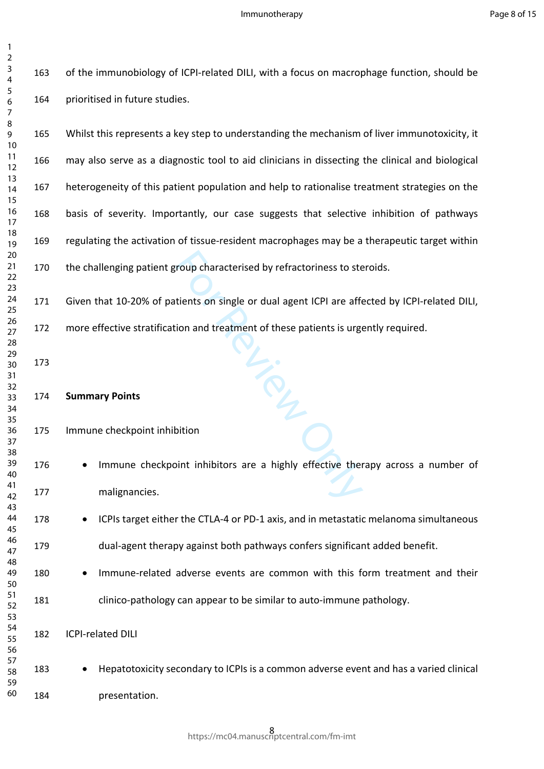of the immunobiology of ICPI-related DILI, with a focus on macrophage function, should be prioritised in future studies.

Whilst this represents a key step to understanding the mechanism of liver immunotoxicity, it may also serve as a diagnostic tool to aid clinicians in dissecting the clinical and biological heterogeneity of this patient population and help to rationalise treatment strategies on the basis of severity. Importantly, our case suggests that selective inhibition of pathways regulating the activation of tissue-resident macrophages may be a therapeutic target within the challenging patient group characterised by refractoriness to steroids.

Given that 10-20% of patients on single or dual agent ICPI are affected by ICPI-related DILI, more effective stratification and treatment of these patients is urgently required.

**Summary Points**

Immune checkpoint inhibition

- Immune checkpoint inhibitors are a highly effective therapy across a number of malignancies.
- ICPIs target either the CTLA-4 or PD-1 axis, and in metastatic melanoma simultaneous dual-agent therapy against both pathways confers significant added benefit.
- Immune-related adverse events are common with this form treatment and their clinico-pathology can appear to be similar to auto-immune pathology.

ICPI-related DILI

- Hepatotoxicity secondary to ICPIs is a common adverse event and has a varied clinical presentation.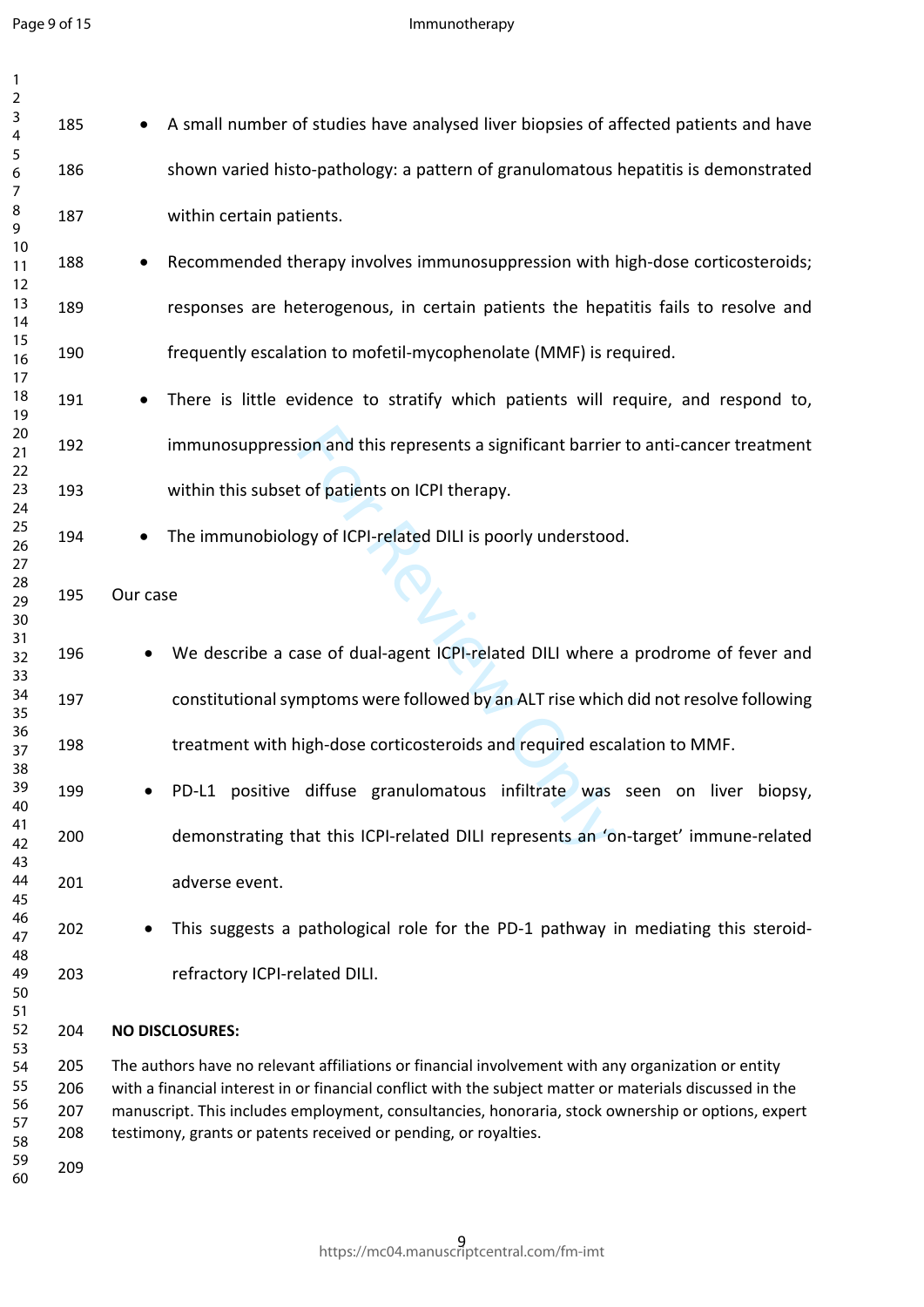- A small number of studies have analysed liver biopsies of affected patients and have shown varied histo-pathology: a pattern of granulomatous hepatitis is demonstrated within certain patients.
- Recommended therapy involves immunosuppression with high-dose corticosteroids; responses are heterogenous, in certain patients the hepatitis fails to resolve and frequently escalation to mofetil-mycophenolate (MMF) is required.
- There is little evidence to stratify which patients will require, and respond to, immunosuppression and this represents a significant barrier to anti-cancer treatment within this subset of patients on ICPI therapy.
- The immunobiology of ICPI-related DILI is poorly understood.

Our case

- We describe a case of dual-agent ICPI-related DILI where a prodrome of fever and constitutional symptoms were followed by an ALT rise which did not resolve following treatment with high-dose corticosteroids and required escalation to MMF.
- PD-L1 positive diffuse granulomatous infiltrate was seen on liver biopsy, demonstrating that this ICPI-related DILI represents an 'on-target' immune-related adverse event.
- This suggests a pathological role for the PD-1 pathway in mediating this steroid-refractory ICPI-related DILI.

**NO DISCLOSURES:**

The authors have no relevant affiliations or financial involvement with any organization or entity with a financial interest in or financial conflict with the subject matter or materials discussed in the manuscript. This includes employment, consultancies, honoraria, stock ownership or options, expert testimony, grants or patents received or pending, or royalties.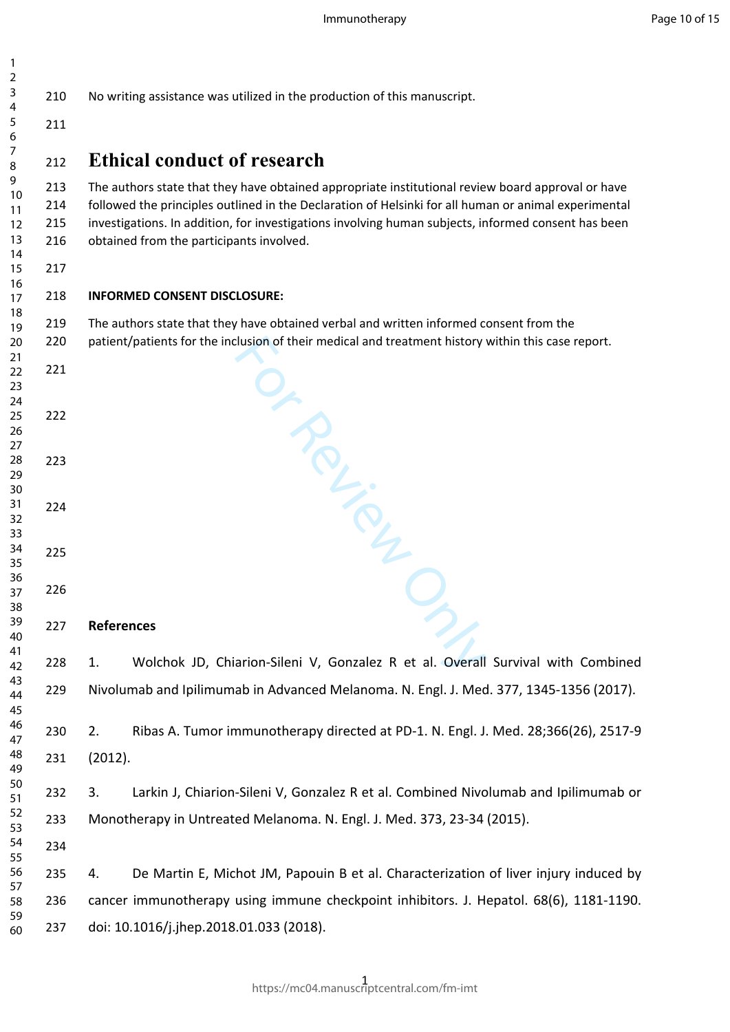No writing assistance was utilized in the production of this manuscript.

## Ethical conduct of research

The authors state that they have obtained appropriate institutional review board approval or have followed the principles outlined in the Declaration of Helsinki for all human or animal experimental investigations. In addition, for investigations involving human subjects, informed consent has been obtained from the participants involved.

**INFORMED CONSENT DISCLOSURE:**

The authors state that they have obtained verbal and written informed consent from the patient/patients for the inclusion of their medical and treatment history within this case report.

**References**

1. Wolchok JD, Chiarion-Sileni V, Gonzalez R et al. Overall Survival with Combined Nivolumab and Ipilimumab in Advanced Melanoma. N. Engl. J. Med. 377, 1345-1356 (2017).

2. Ribas A. Tumor immunotherapy directed at PD-1. N. Engl. J. Med. 28;366(26), 2517-9 (2012).

3. Larkin J, Chiarion-Sileni V, Gonzalez R et al. Combined Nivolumab and Ipilimumab or Monotherapy in Untreated Melanoma. N. Engl. J. Med. 373, 23-34 (2015).

4. De Martin E, Michot JM, Papouin B et al. Characterization of liver injury induced by cancer immunotherapy using immune checkpoint inhibitors. J. Hepatol. 68(6), 1181-1190. doi: 10.1016/j.jhep.2018.01.033 (2018).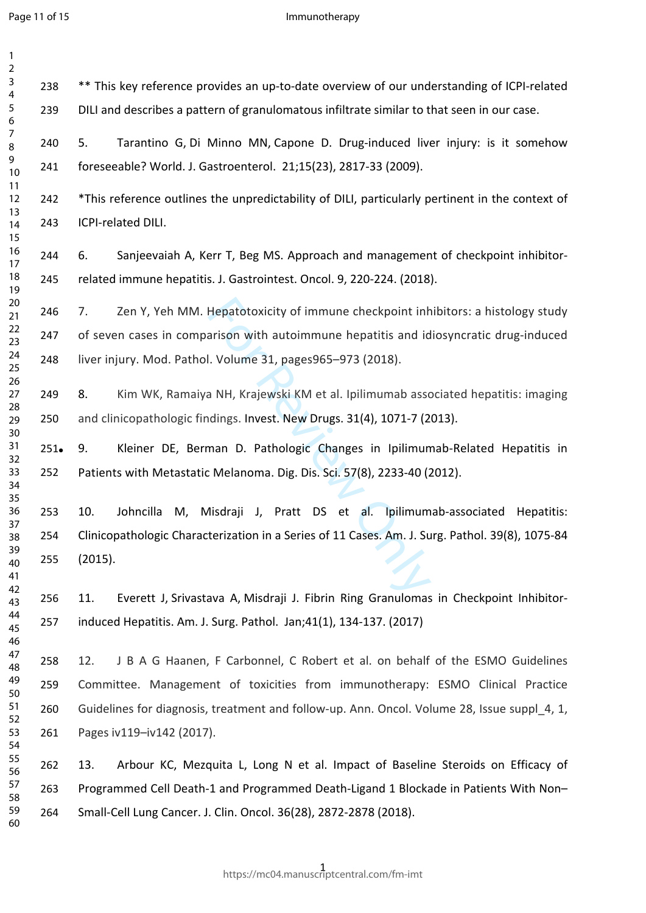** This key reference provides an up-to-date overview of our understanding of ICPI-related DILI and describes a pattern of granulomatous infiltrate similar to that seen in our case.

5. Tarantino G, Di Minno MN, Capone D. Drug-induced liver injury: is it somehow foreseeable? World. J. Gastroenterol. 21;15(23), 2817-33 (2009).

*This reference outlines the unpredictability of DILI, particularly pertinent in the context of ICPI-related DILI.

6. Sanjeevaiah A, Kerr T, Beg MS. Approach and management of checkpoint inhibitor-related immune hepatitis. J. Gastrointest. Oncol. 9, 220-224. (2018).

7. Zen Y, Yeh MM. Hepatotoxicity of immune checkpoint inhibitors: a histology study of seven cases in comparison with autoimmune hepatitis and idiosyncratic drug-induced liver injury. Mod. Pathol. Volume 31, pages965–973 (2018).

8. Kim WK, Ramaiya NH, Krajewski KM et al. Ipilimumab associated hepatitis: imaging and clinicopathologic findings. Invest. New Drugs. 31(4), 1071-7 (2013).

9. Kleiner DE, Berman D. Pathologic Changes in Ipilimumab-Related Hepatitis in Patients with Metastatic Melanoma. Dig. Dis. Sci. 57(8), 2233-40 (2012).

10. Johncilla M, Misdraji J, Pratt DS et al. Ipilimumab-associated Hepatitis: Clinicopathologic Characterization in a Series of 11 Cases. Am. J. Surg. Pathol. 39(8), 1075-84 (2015).

11. Everett J, Srivastava A, Misdraji J. Fibrin Ring Granulomas in Checkpoint Inhibitor-induced Hepatitis. Am. J. Surg. Pathol. Jan;41(1), 134-137. (2017)

12. J B A G Haanen, F Carbonnel, C Robert et al. on behalf of the ESMO Guidelines Committee. Management of toxicities from immunotherapy: ESMO Clinical Practice Guidelines for diagnosis, treatment and follow-up. Ann. Oncol. Volume 28, Issue suppl_4, 1, Pages iv119–iv142 (2017).

13. Arbour KC, Mezquita L, Long N et al. Impact of Baseline Steroids on Efficacy of Programmed Cell Death-1 and Programmed Death-Ligand 1 Blockade in Patients With Non–Small-Cell Lung Cancer. J. Clin. Oncol. 36(28), 2872-2878 (2018).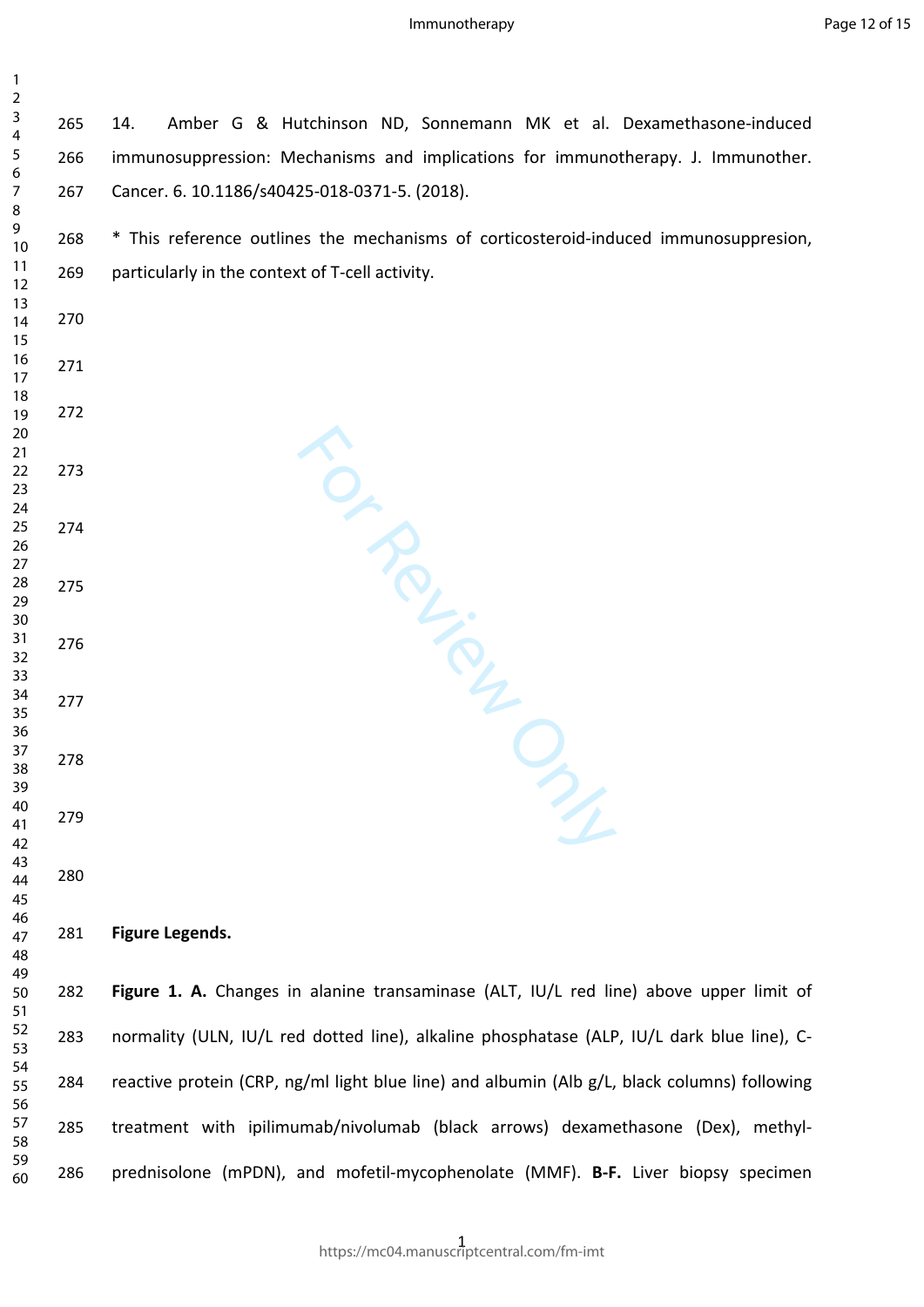14. Amber G & Hutchinson ND, Sonnemann MK et al. Dexamethasone-induced immunosuppression: Mechanisms and implications for immunotherapy. J. Immunother. Cancer. 6. 10.1186/s40425-018-0371-5. (2018).

* This reference outlines the mechanisms of corticosteroid-induced immunosuppresion, particularly in the context of T-cell activity.

**Figure Legends.**

**Figure 1. A.** Changes in alanine transaminase (ALT, IU/L red line) above upper limit of normality (ULN, IU/L red dotted line), alkaline phosphatase (ALP, IU/L dark blue line), C-reactive protein (CRP, ng/ml light blue line) and albumin (Alb g/L, black columns) following treatment with ipilimumab/nivolumab (black arrows) dexamethasone (Dex), methyl-prednisolone (mPDN), and mofetil-mycophenolate (MMF). **B-F.** Liver biopsy specimen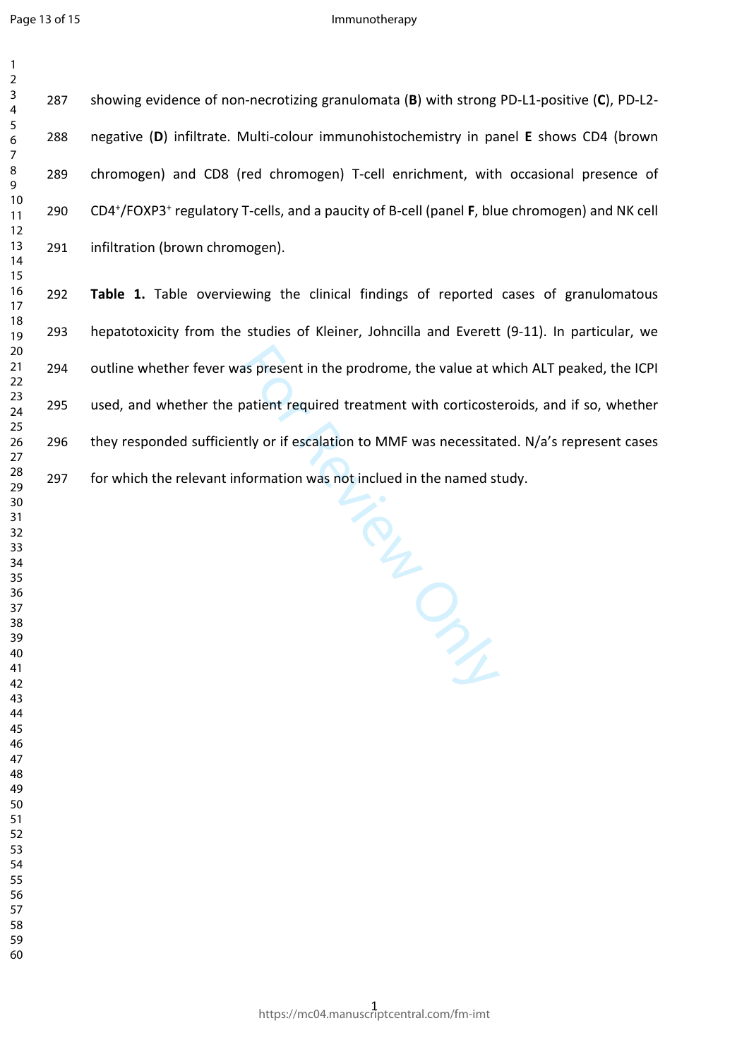showing evidence of non-necrotizing granulomata (**B**) with strong PD-L1-positive (**C**), PD-L2-negative (**D**) infiltrate. Multi-colour immunohistochemistry in panel **E** shows CD4 (brown chromogen) and CD8 (red chromogen) T-cell enrichment, with occasional presence of $CD4^{+}/FOXP3^{+}$ regulatory T-cells, and a paucity of B-cell (panel **F**, blue chromogen) and NK cell infiltration (brown chromogen).

**Table 1.** Table overviewing the clinical findings of reported cases of granulomatous hepatotoxicity from the studies of Kleiner, Johncilla and Everett (9-11). In particular, we outline whether fever was present in the prodrome, the value at which ALT peaked, the ICPI used, and whether the patient required treatment with corticosteroids, and if so, whether they responded sufficiently or if escalation to MMF was necessitated. N/a's represent cases for which the relevant information was not inclued in the named study.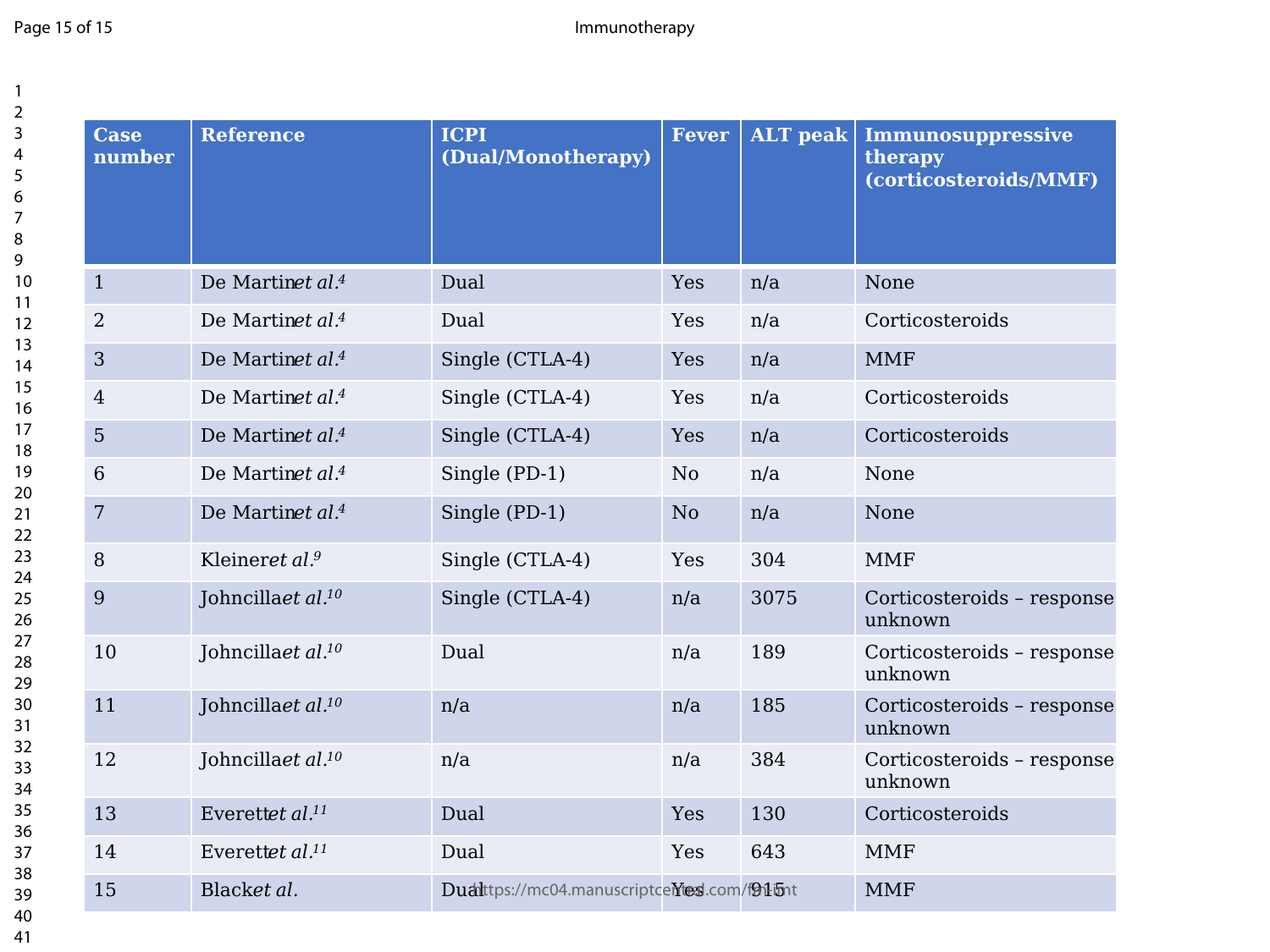| Case number | Reference | ICPI (Dual/Monotherapy) | Fever | ALT peak | Immunosuppressive therapy (corticosteroids/MMF) |
|---|---|---|---|---|---|
| 1 | De Martin *et al.*[4] | Dual | Yes | n/a | None |
| 2 | De Martin *et al.*[4] | Dual | Yes | n/a | Corticosteroids |
| 3 | De Martin *et al.*[4] | Single (CTLA-4) | Yes | n/a | MMF |
| 4 | De Martin *et al.*[4] | Single (CTLA-4) | Yes | n/a | Corticosteroids |
| 5 | De Martin *et al.*[4] | Single (CTLA-4) | Yes | n/a | Corticosteroids |
| 6 | De Martin *et al.*[4] | Single (PD-1) | No | n/a | None |
| 7 | De Martin *et al.*[4] | Single (PD-1) | No | n/a | None |
| 8 | Kleiner *et al.*[9] | Single (CTLA-4) | Yes | 304 | MMF |
| 9 | Johncilla *et al.*[10] | Single (CTLA-4) | n/a | 3075 | Corticosteroids – response unknown |
| 10 | Johncilla *et al.*[10] | Dual | n/a | 189 | Corticosteroids – response unknown |
| 11 | Johncilla *et al.*[10] | n/a | n/a | 185 | Corticosteroids – response unknown |
| 12 | Johncilla *et al.*[10] | n/a | n/a | 384 | Corticosteroids – response unknown |
| 13 | Everett *et al.*[11] | Dual | Yes | 130 | Corticosteroids |
| 14 | Everett *et al.*[11] | Dual | Yes | 643 | MMF |
| 15 | Black *et al.* | Dual | Yes | 915 | MMF |